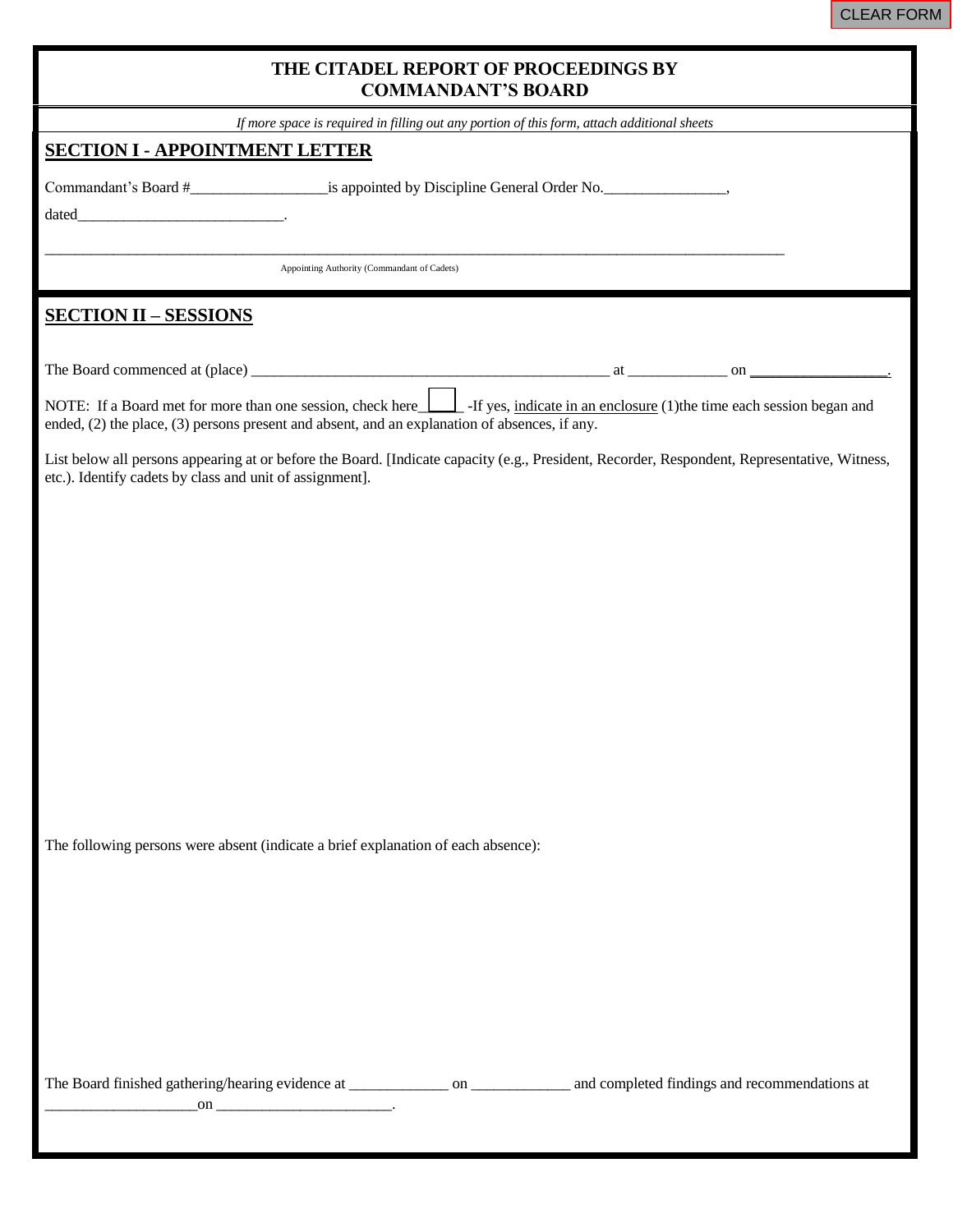CLEAR FORM

# THE CITADEL REPORT OF PROCEEDINGS BY COMMANDANT'S BOARD

*If more space is required in filling out any portion of this form, attach additional sheets*

## SECTION I - APPOINTMENT LETTER

Commandant's Board #_________________is appointed by Discipline General Order No.________________,

dated___________________________.

_____________________________________________________________________________________________

Appointing Authority (Commandant of Cadets)

## SECTION II – SESSIONS

The Board commenced at (place) _______________________________________________ at _____________ on _________________.

NOTE: If a Board met for more than one session, check here☐ -If yes, indicate in an enclosure (1)the time each session began and ended, (2) the place, (3) persons present and absent, and an explanation of absences, if any.

List below all persons appearing at or before the Board. [Indicate capacity (e.g., President, Recorder, Respondent, Representative, Witness, etc.). Identify cadets by class and unit of assignment].

The following persons were absent (indicate a brief explanation of each absence):

The Board finished gathering/hearing evidence at _____________ on _____________ and completed findings and recommendations at ____________________on _______________________.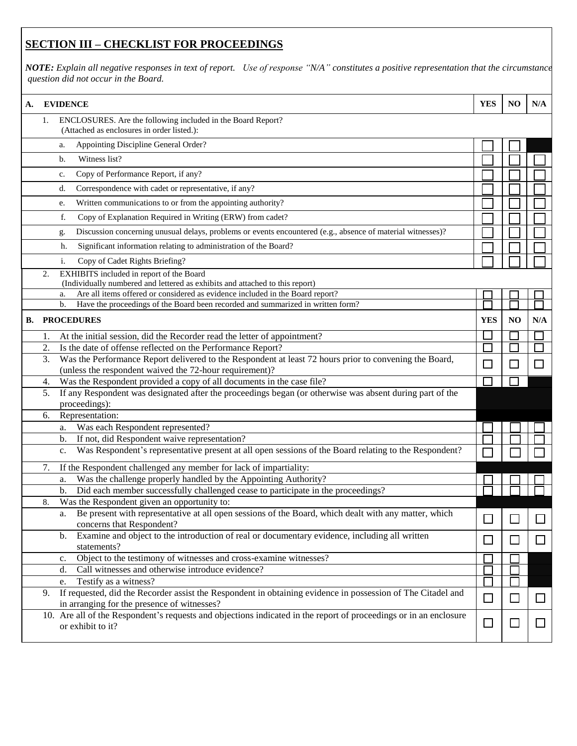## SECTION III – CHECKLIST FOR PROCEEDINGS

***NOTE:*** *Explain all negative responses in text of report. Use of response "N/A" constitutes a positive representation that the circumstance question did not occur in the Board.*

| A. EVIDENCE | YES | NO | N/A |
|---|---|---|---|
| 1. ENCLOSURES. Are the following included in the Board Report? (Attached as enclosures in order listed.): | | | |
| a. Appointing Discipline General Order? | ☐ | ☐ | |
| b. Witness list? | ☐ | ☐ | ☐ |
| c. Copy of Performance Report, if any? | ☐ | ☐ | ☐ |
| d. Correspondence with cadet or representative, if any? | ☐ | ☐ | ☐ |
| e. Written communications to or from the appointing authority? | ☐ | ☐ | ☐ |
| f. Copy of Explanation Required in Writing (ERW) from cadet? | ☐ | ☐ | ☐ |
| g. Discussion concerning unusual delays, problems or events encountered (e.g., absence of material witnesses)? | ☐ | ☐ | ☐ |
| h. Significant information relating to administration of the Board? | ☐ | ☐ | ☐ |
| i. Copy of Cadet Rights Briefing? | ☐ | ☐ | ☐ |
| 2. EXHIBITS included in report of the Board (Individually numbered and lettered as exhibits and attached to this report) | | | |
| a. Are all items offered or considered as evidence included in the Board report? | ☐ | ☐ | ☐ |
| b. Have the proceedings of the Board been recorded and summarized in written form? | ☐ | ☐ | ☐ |

| B. PROCEDURES | YES | NO | N/A |
|---|---|---|---|
| 1. At the initial session, did the Recorder read the letter of appointment? | ☐ | ☐ | ☐ |
| 2. Is the date of offense reflected on the Performance Report? | ☐ | ☐ | ☐ |
| 3. Was the Performance Report delivered to the Respondent at least 72 hours prior to convening the Board, (unless the respondent waived the 72-hour requirement)? | ☐ | ☐ | ☐ |
| 4. Was the Respondent provided a copy of all documents in the case file? | ☐ | ☐ | |
| 5. If any Respondent was designated after the proceedings began (or otherwise was absent during part of the proceedings): | | | |
| 6. Representation: | | | |
| a. Was each Respondent represented? | ☐ | ☐ | ☐ |
| b. If not, did Respondent waive representation? | ☐ | ☐ | ☐ |
| c. Was Respondent's representative present at all open sessions of the Board relating to the Respondent? | ☐ | ☐ | ☐ |
| 7. If the Respondent challenged any member for lack of impartiality: | | | |
| a. Was the challenge properly handled by the Appointing Authority? | ☐ | ☐ | ☐ |
| b. Did each member successfully challenged cease to participate in the proceedings? | ☐ | ☐ | ☐ |
| 8. Was the Respondent given an opportunity to: | | | |
| a. Be present with representative at all open sessions of the Board, which dealt with any matter, which concerns that Respondent? | ☐ | ☐ | ☐ |
| b. Examine and object to the introduction of real or documentary evidence, including all written statements? | ☐ | ☐ | ☐ |
| c. Object to the testimony of witnesses and cross-examine witnesses? | ☐ | ☐ | |
| d. Call witnesses and otherwise introduce evidence? | ☐ | ☐ | |
| e. Testify as a witness? | ☐ | ☐ | |
| 9. If requested, did the Recorder assist the Respondent in obtaining evidence in possession of The Citadel and in arranging for the presence of witnesses? | ☐ | ☐ | ☐ |
| 10. Are all of the Respondent's requests and objections indicated in the report of proceedings or in an enclosure or exhibit to it? | ☐ | ☐ | ☐ |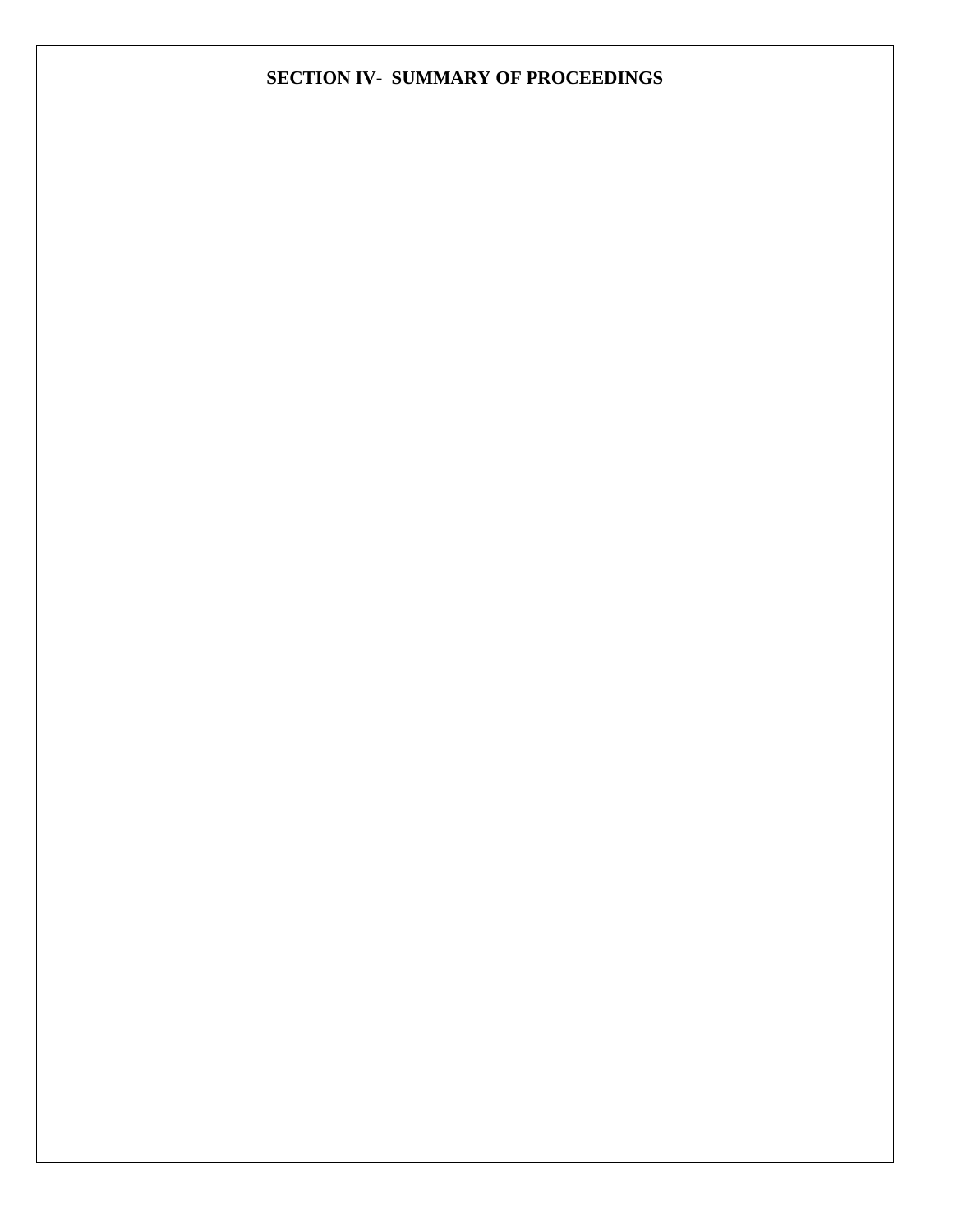**SECTION IV- SUMMARY OF PROCEEDINGS**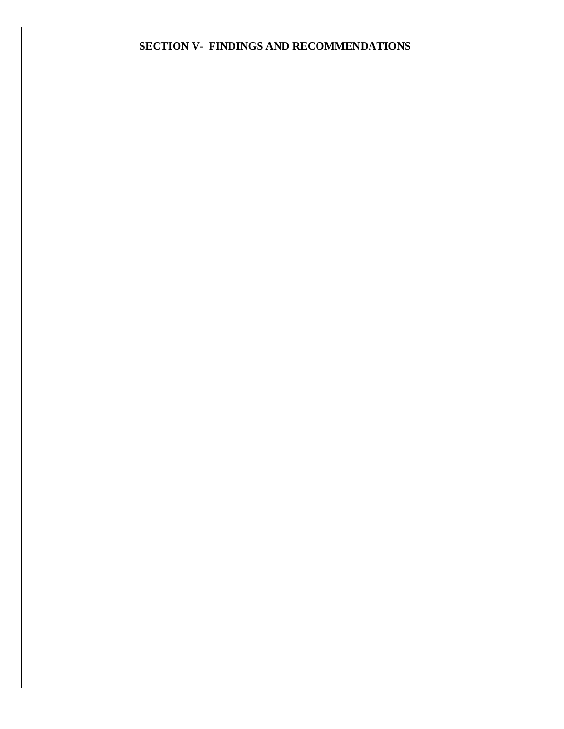## SECTION V- FINDINGS AND RECOMMENDATIONS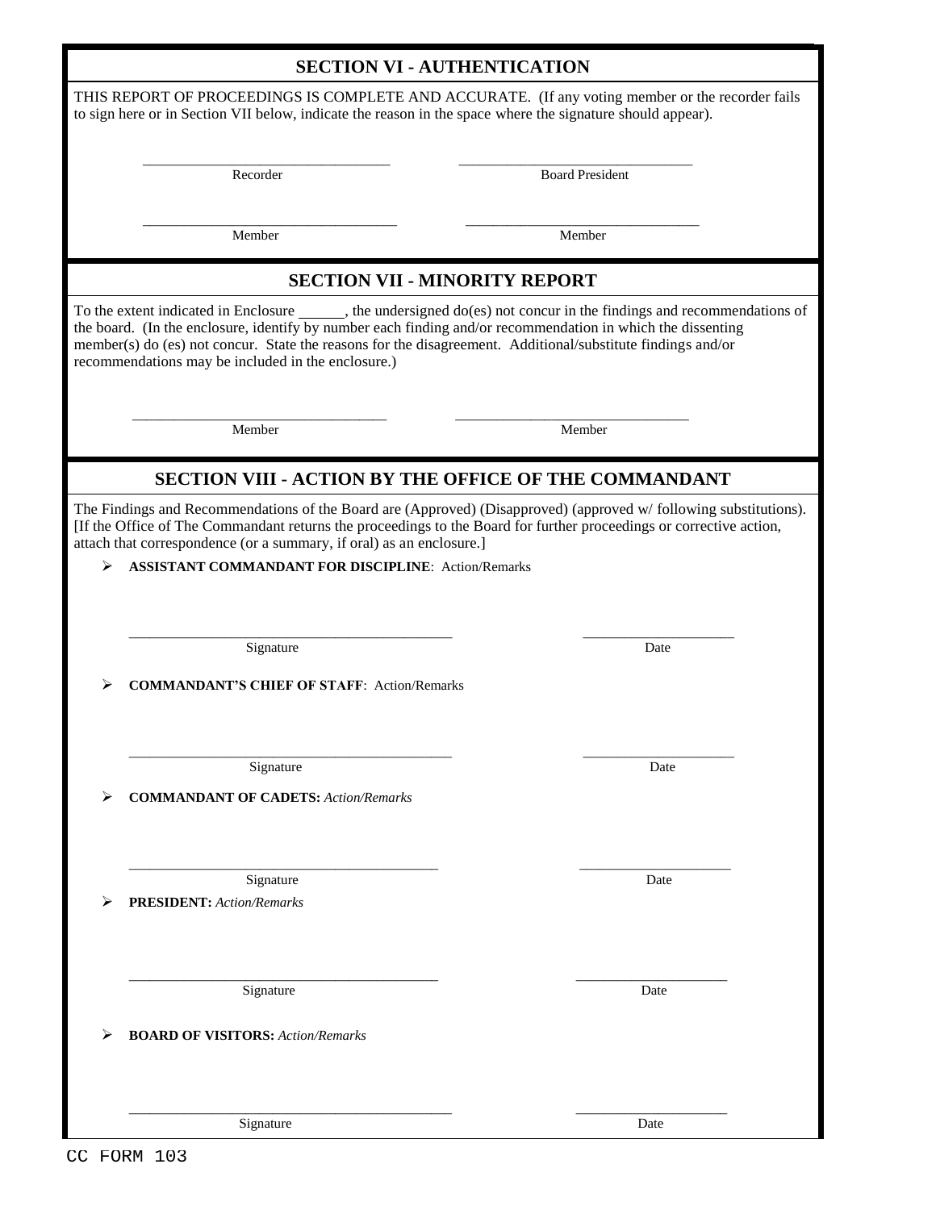## SECTION VI - AUTHENTICATION

THIS REPORT OF PROCEEDINGS IS COMPLETE AND ACCURATE. (If any voting member or the recorder fails to sign here or in Section VII below, indicate the reason in the space where the signature should appear).

| | |
|---|---|
| ______________________________ | ______________________________ |
| Recorder | Board President |
| ______________________________ | ______________________________ |
| Member | Member |

## SECTION VII - MINORITY REPORT

To the extent indicated in Enclosure ______, the undersigned do(es) not concur in the findings and recommendations of the board. (In the enclosure, identify by number each finding and/or recommendation in which the dissenting member(s) do (es) not concur. State the reasons for the disagreement. Additional/substitute findings and/or recommendations may be included in the enclosure.)

| | |
|---|---|
| ______________________________ | ______________________________ |
| Member | Member |

## SECTION VIII - ACTION BY THE OFFICE OF THE COMMANDANT

The Findings and Recommendations of the Board are (Approved) (Disapproved) (approved w/ following substitutions). [If the Office of The Commandant returns the proceedings to the Board for further proceedings or corrective action, attach that correspondence (or a summary, if oral) as an enclosure.]

- **ASSISTANT COMMANDANT FOR DISCIPLINE**: Action/Remarks

| | |
|---|---|
| ________________________________________ | ____________________ |
| Signature | Date |

- **COMMANDANT'S CHIEF OF STAFF**: Action/Remarks

| | |
|---|---|
| ________________________________________ | ____________________ |
| Signature | Date |

- **COMMANDANT OF CADETS:** *Action/Remarks*

| | |
|---|---|
| ________________________________________ | ____________________ |
| Signature | Date |

- **PRESIDENT:** *Action/Remarks*

| | |
|---|---|
| ________________________________________ | ____________________ |
| Signature | Date |

- **BOARD OF VISITORS:** *Action/Remarks*

| | |
|---|---|
| ________________________________________ | ____________________ |
| Signature | Date |

CC FORM 103